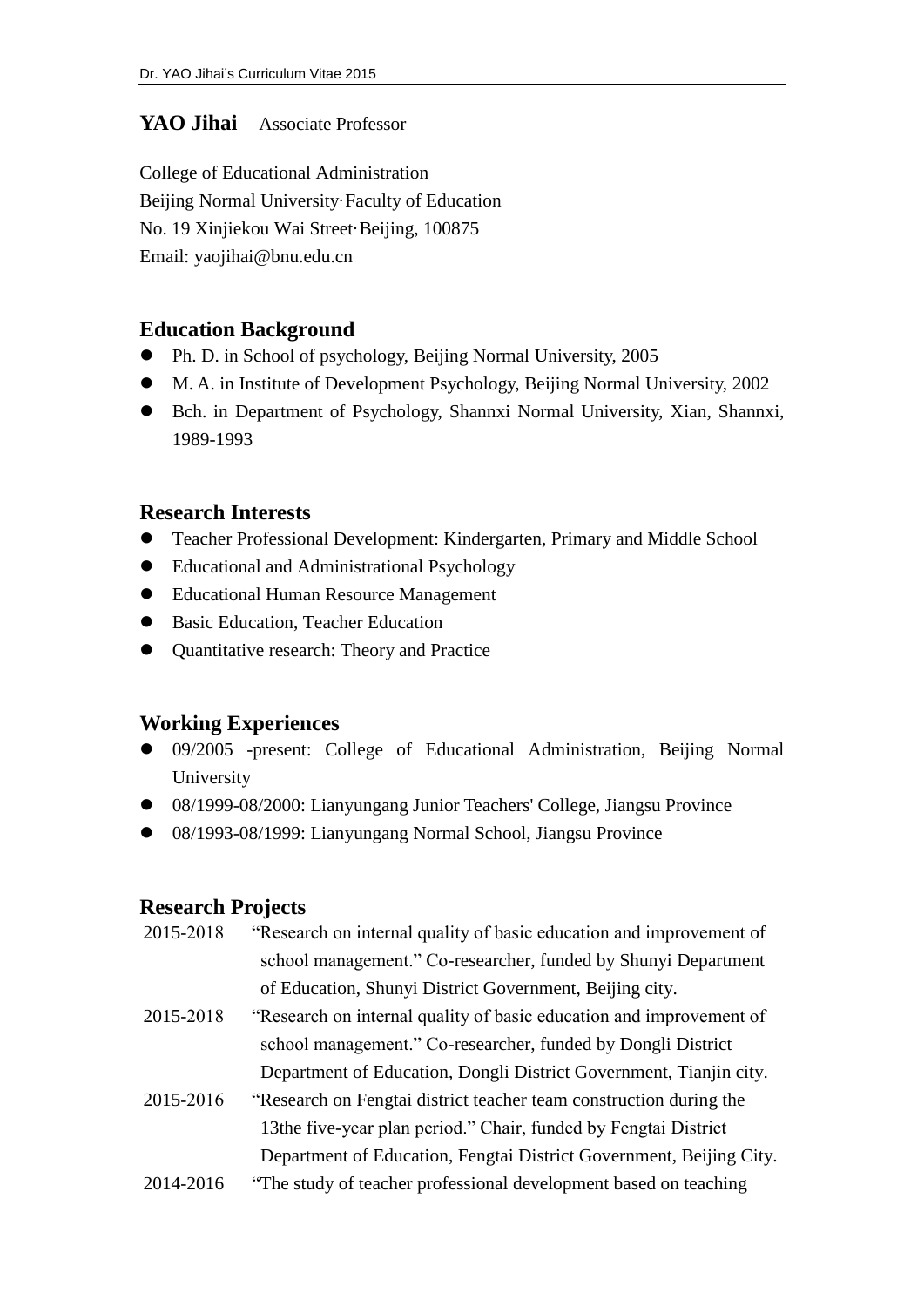**YAO Jihai** Associate Professor

College of Educational Administration
Beijing Normal University·Faculty of Education
No. 19 Xinjiekou Wai Street·Beijing, 100875
Email: yaojihai@bnu.edu.cn

## Education Background

- Ph. D. in School of psychology, Beijing Normal University, 2005
- M. A. in Institute of Development Psychology, Beijing Normal University, 2002
- Bch. in Department of Psychology, Shannxi Normal University, Xian, Shannxi, 1989-1993

## Research Interests

- Teacher Professional Development: Kindergarten, Primary and Middle School
- Educational and Administrational Psychology
- Educational Human Resource Management
- Basic Education, Teacher Education
- Quantitative research: Theory and Practice

## Working Experiences

- 09/2005 -present: College of Educational Administration, Beijing Normal University
- 08/1999-08/2000: Lianyungang Junior Teachers' College, Jiangsu Province
- 08/1993-08/1999: Lianyungang Normal School, Jiangsu Province

## Research Projects

2015-2018 "Research on internal quality of basic education and improvement of school management." Co-researcher, funded by Shunyi Department of Education, Shunyi District Government, Beijing city.

2015-2018 "Research on internal quality of basic education and improvement of school management." Co-researcher, funded by Dongli District Department of Education, Dongli District Government, Tianjin city.

2015-2016 "Research on Fengtai district teacher team construction during the 13the five-year plan period." Chair, funded by Fengtai District Department of Education, Fengtai District Government, Beijing City.

2014-2016 "The study of teacher professional development based on teaching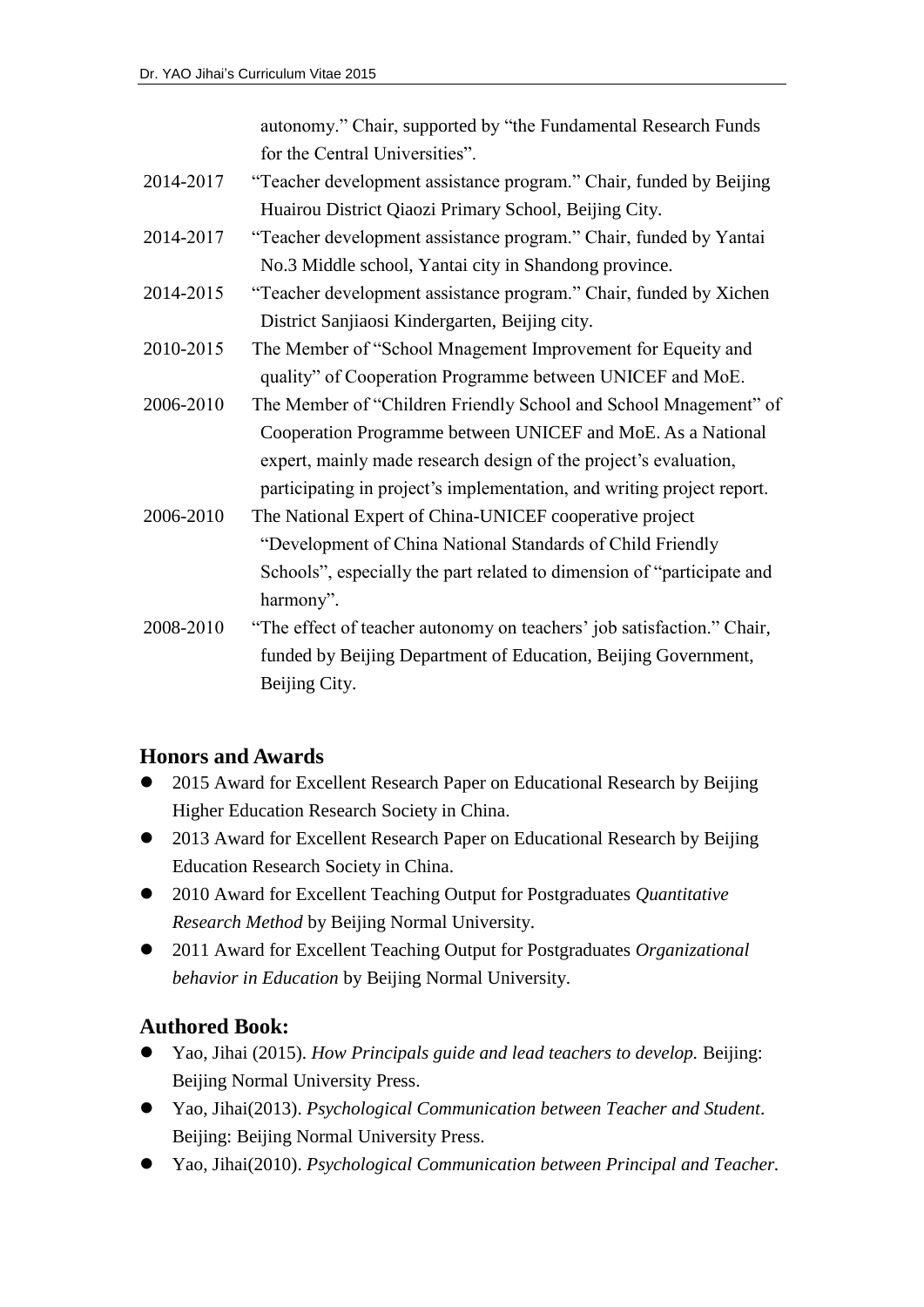autonomy." Chair, supported by "the Fundamental Research Funds for the Central Universities".

2014-2017 "Teacher development assistance program." Chair, funded by Beijing Huairou District Qiaozi Primary School, Beijing City.

2014-2017 "Teacher development assistance program." Chair, funded by Yantai No.3 Middle school, Yantai city in Shandong province.

2014-2015 "Teacher development assistance program." Chair, funded by Xichen District Sanjiaosi Kindergarten, Beijing city.

2010-2015 The Member of "School Mnagement Improvement for Equeity and quality" of Cooperation Programme between UNICEF and MoE.

2006-2010 The Member of "Children Friendly School and School Mnagement" of Cooperation Programme between UNICEF and MoE. As a National expert, mainly made research design of the project's evaluation, participating in project's implementation, and writing project report.

2006-2010 The National Expert of China-UNICEF cooperative project "Development of China National Standards of Child Friendly Schools", especially the part related to dimension of "participate and harmony".

2008-2010 "The effect of teacher autonomy on teachers' job satisfaction." Chair, funded by Beijing Department of Education, Beijing Government, Beijing City.

## Honors and Awards

- 2015 Award for Excellent Research Paper on Educational Research by Beijing Higher Education Research Society in China.
- 2013 Award for Excellent Research Paper on Educational Research by Beijing Education Research Society in China.
- 2010 Award for Excellent Teaching Output for Postgraduates *Quantitative Research Method* by Beijing Normal University.
- 2011 Award for Excellent Teaching Output for Postgraduates *Organizational behavior in Education* by Beijing Normal University.

## Authored Book:

- Yao, Jihai (2015). *How Principals guide and lead teachers to develop.* Beijing: Beijing Normal University Press.
- Yao, Jihai(2013). *Psychological Communication between Teacher and Student*. Beijing: Beijing Normal University Press.
- Yao, Jihai(2010). *Psychological Communication between Principal and Teacher.*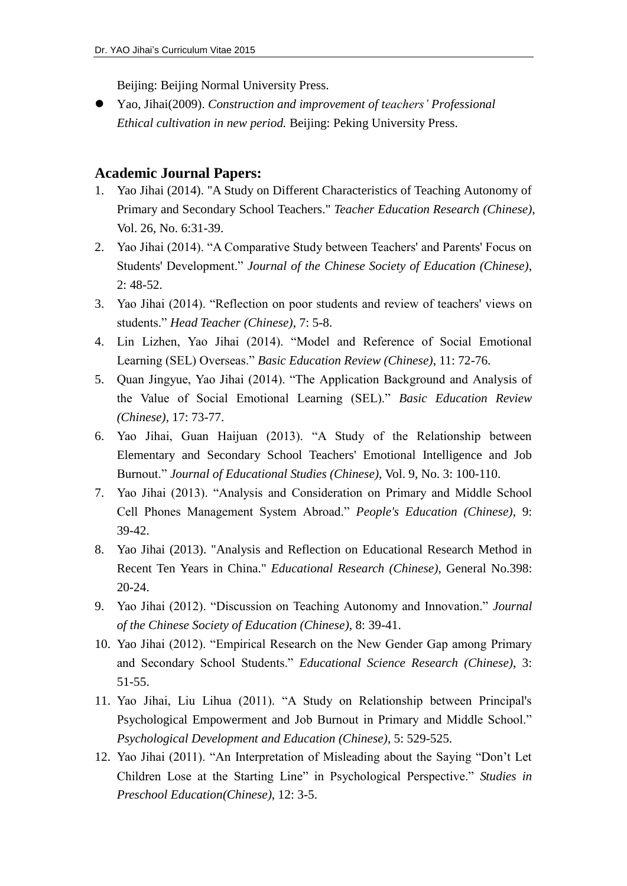Beijing: Beijing Normal University Press.

- Yao, Jihai(2009). *Construction and improvement of teachers' Professional Ethical cultivation in new period.* Beijing: Peking University Press.

## Academic Journal Papers:

1. Yao Jihai (2014). "A Study on Different Characteristics of Teaching Autonomy of Primary and Secondary School Teachers." *Teacher Education Research (Chinese)*, Vol. 26, No. 6:31-39.
2. Yao Jihai (2014). "A Comparative Study between Teachers' and Parents' Focus on Students' Development." *Journal of the Chinese Society of Education (Chinese)*, 2: 48-52.
3. Yao Jihai (2014). "Reflection on poor students and review of teachers' views on students." *Head Teacher (Chinese)*, 7: 5-8.
4. Lin Lizhen, Yao Jihai (2014). "Model and Reference of Social Emotional Learning (SEL) Overseas." *Basic Education Review (Chinese)*, 11: 72-76.
5. Quan Jingyue, Yao Jihai (2014). "The Application Background and Analysis of the Value of Social Emotional Learning (SEL)." *Basic Education Review (Chinese)*, 17: 73-77.
6. Yao Jihai, Guan Haijuan (2013). "A Study of the Relationship between Elementary and Secondary School Teachers' Emotional Intelligence and Job Burnout." *Journal of Educational Studies (Chinese)*, Vol. 9, No. 3: 100-110.
7. Yao Jihai (2013). "Analysis and Consideration on Primary and Middle School Cell Phones Management System Abroad." *People's Education (Chinese)*, 9: 39-42.
8. Yao Jihai (2013). "Analysis and Reflection on Educational Research Method in Recent Ten Years in China." *Educational Research (Chinese)*, General No.398: 20-24.
9. Yao Jihai (2012). "Discussion on Teaching Autonomy and Innovation." *Journal of the Chinese Society of Education (Chinese)*, 8: 39-41.
10. Yao Jihai (2012). "Empirical Research on the New Gender Gap among Primary and Secondary School Students." *Educational Science Research (Chinese)*, 3: 51-55.
11. Yao Jihai, Liu Lihua (2011). "A Study on Relationship between Principal's Psychological Empowerment and Job Burnout in Primary and Middle School." *Psychological Development and Education (Chinese)*, 5: 529-525.
12. Yao Jihai (2011). "An Interpretation of Misleading about the Saying "Don't Let Children Lose at the Starting Line" in Psychological Perspective." *Studies in Preschool Education(Chinese)*, 12: 3-5.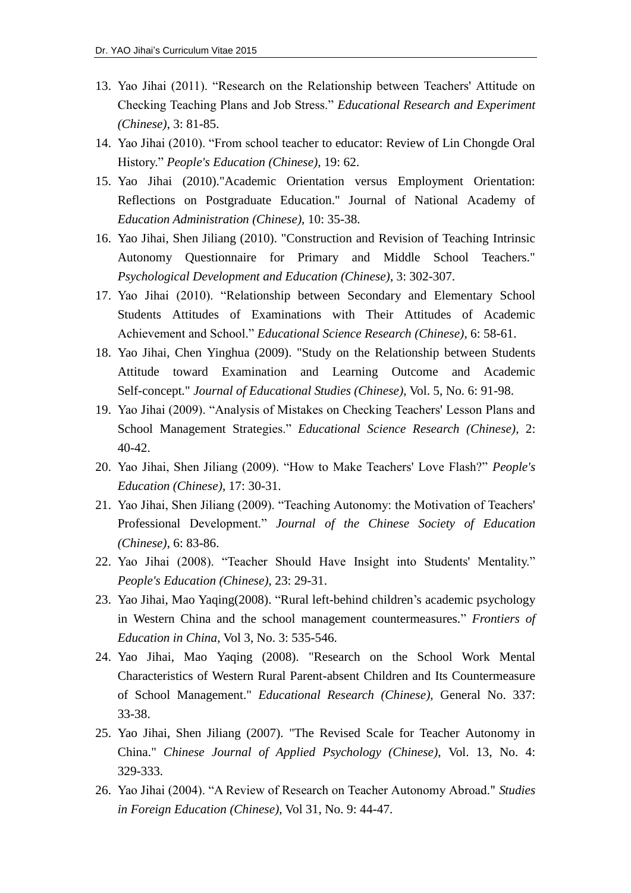13. Yao Jihai (2011). “Research on the Relationship between Teachers' Attitude on Checking Teaching Plans and Job Stress.” *Educational Research and Experiment (Chinese)*, 3: 81-85.
14. Yao Jihai (2010). “From school teacher to educator: Review of Lin Chongde Oral History.” *People's Education (Chinese)*, 19: 62.
15. Yao Jihai (2010)."Academic Orientation versus Employment Orientation: Reflections on Postgraduate Education." Journal of National Academy of *Education Administration (Chinese)*, 10: 35-38.
16. Yao Jihai, Shen Jiliang (2010). "Construction and Revision of Teaching Intrinsic Autonomy Questionnaire for Primary and Middle School Teachers." *Psychological Development and Education (Chinese)*, 3: 302-307.
17. Yao Jihai (2010). “Relationship between Secondary and Elementary School Students Attitudes of Examinations with Their Attitudes of Academic Achievement and School.” *Educational Science Research (Chinese)*, 6: 58-61.
18. Yao Jihai, Chen Yinghua (2009). "Study on the Relationship between Students Attitude toward Examination and Learning Outcome and Academic Self-concept." *Journal of Educational Studies (Chinese)*, Vol. 5, No. 6: 91-98.
19. Yao Jihai (2009). “Analysis of Mistakes on Checking Teachers' Lesson Plans and School Management Strategies.” *Educational Science Research (Chinese)*, 2: 40-42.
20. Yao Jihai, Shen Jiliang (2009). “How to Make Teachers' Love Flash?” *People's Education (Chinese)*, 17: 30-31.
21. Yao Jihai, Shen Jiliang (2009). “Teaching Autonomy: the Motivation of Teachers' Professional Development.” *Journal of the Chinese Society of Education (Chinese)*, 6: 83-86.
22. Yao Jihai (2008). “Teacher Should Have Insight into Students' Mentality.” *People's Education (Chinese)*, 23: 29-31.
23. Yao Jihai, Mao Yaqing(2008). “Rural left-behind children’s academic psychology in Western China and the school management countermeasures.” *Frontiers of Education in China*, Vol 3, No. 3: 535-546.
24. Yao Jihai, Mao Yaqing (2008). "Research on the School Work Mental Characteristics of Western Rural Parent-absent Children and Its Countermeasure of School Management." *Educational Research (Chinese)*, General No. 337: 33-38.
25. Yao Jihai, Shen Jiliang (2007). "The Revised Scale for Teacher Autonomy in China." *Chinese Journal of Applied Psychology (Chinese)*, Vol. 13, No. 4: 329-333.
26. Yao Jihai (2004). “A Review of Research on Teacher Autonomy Abroad." *Studies in Foreign Education (Chinese)*, Vol 31, No. 9: 44-47.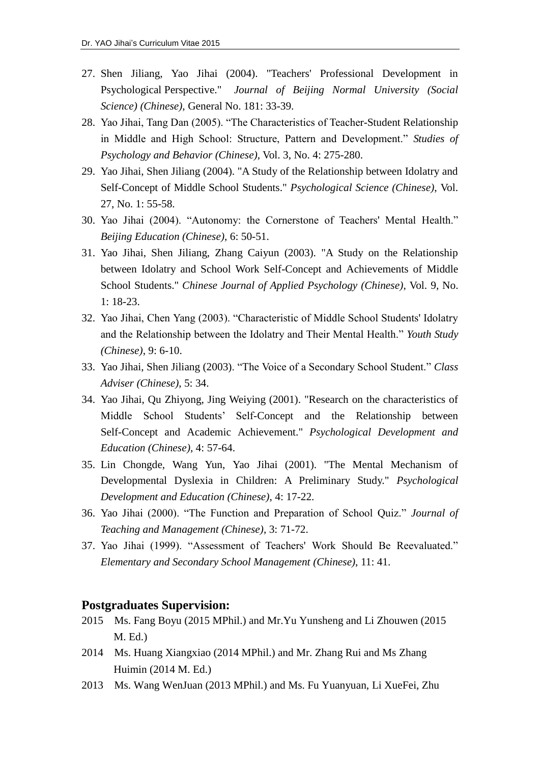27. Shen Jiliang, Yao Jihai (2004). "Teachers' Professional Development in Psychological Perspective." *Journal of Beijing Normal University (Social Science) (Chinese)*, General No. 181: 33-39.
28. Yao Jihai, Tang Dan (2005). "The Characteristics of Teacher-Student Relationship in Middle and High School: Structure, Pattern and Development." *Studies of Psychology and Behavior (Chinese)*, Vol. 3, No. 4: 275-280.
29. Yao Jihai, Shen Jiliang (2004). "A Study of the Relationship between Idolatry and Self-Concept of Middle School Students." *Psychological Science (Chinese)*, Vol. 27, No. 1: 55-58.
30. Yao Jihai (2004). "Autonomy: the Cornerstone of Teachers' Mental Health." *Beijing Education (Chinese)*, 6: 50-51.
31. Yao Jihai, Shen Jiliang, Zhang Caiyun (2003). "A Study on the Relationship between Idolatry and School Work Self-Concept and Achievements of Middle School Students." *Chinese Journal of Applied Psychology (Chinese)*, Vol. 9, No. 1: 18-23.
32. Yao Jihai, Chen Yang (2003). "Characteristic of Middle School Students' Idolatry and the Relationship between the Idolatry and Their Mental Health." *Youth Study (Chinese)*, 9: 6-10.
33. Yao Jihai, Shen Jiliang (2003). "The Voice of a Secondary School Student." *Class Adviser (Chinese)*, 5: 34.
34. Yao Jihai, Qu Zhiyong, Jing Weiying (2001). "Research on the characteristics of Middle School Students' Self-Concept and the Relationship between Self-Concept and Academic Achievement." *Psychological Development and Education (Chinese)*, 4: 57-64.
35. Lin Chongde, Wang Yun, Yao Jihai (2001). "The Mental Mechanism of Developmental Dyslexia in Children: A Preliminary Study." *Psychological Development and Education (Chinese)*, 4: 17-22.
36. Yao Jihai (2000). "The Function and Preparation of School Quiz." *Journal of Teaching and Management (Chinese)*, 3: 71-72.
37. Yao Jihai (1999). "Assessment of Teachers' Work Should Be Reevaluated." *Elementary and Secondary School Management (Chinese)*, 11: 41.

## Postgraduates Supervision:

2015 Ms. Fang Boyu (2015 MPhil.) and Mr.Yu Yunsheng and Li Zhouwen (2015 M. Ed.)

2014 Ms. Huang Xiangxiao (2014 MPhil.) and Mr. Zhang Rui and Ms Zhang Huimin (2014 M. Ed.)

2013 Ms. Wang WenJuan (2013 MPhil.) and Ms. Fu Yuanyuan, Li XueFei, Zhu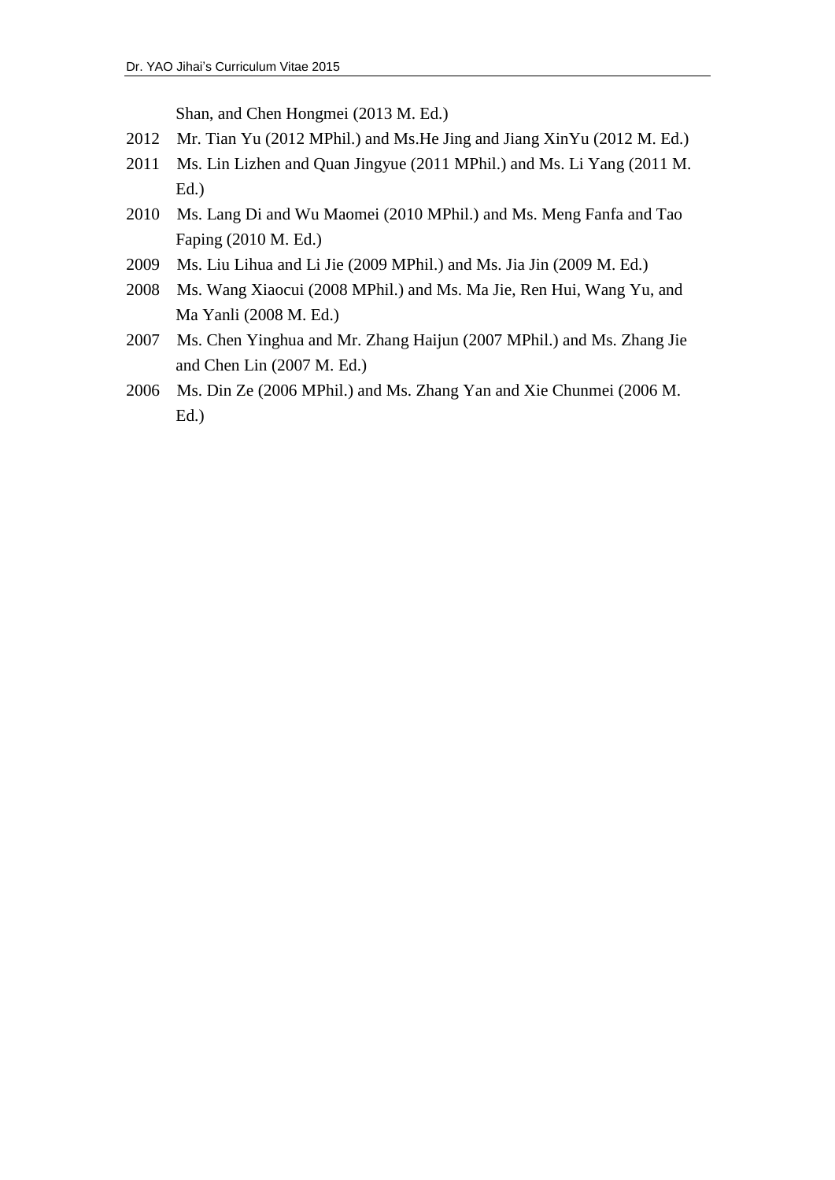Shan, and Chen Hongmei (2013 M. Ed.)

2012 Mr. Tian Yu (2012 MPhil.) and Ms.He Jing and Jiang XinYu (2012 M. Ed.)

2011 Ms. Lin Lizhen and Quan Jingyue (2011 MPhil.) and Ms. Li Yang (2011 M. Ed.)

2010 Ms. Lang Di and Wu Maomei (2010 MPhil.) and Ms. Meng Fanfa and Tao Faping (2010 M. Ed.)

2009 Ms. Liu Lihua and Li Jie (2009 MPhil.) and Ms. Jia Jin (2009 M. Ed.)

2008 Ms. Wang Xiaocui (2008 MPhil.) and Ms. Ma Jie, Ren Hui, Wang Yu, and Ma Yanli (2008 M. Ed.)

2007 Ms. Chen Yinghua and Mr. Zhang Haijun (2007 MPhil.) and Ms. Zhang Jie and Chen Lin (2007 M. Ed.)

2006 Ms. Din Ze (2006 MPhil.) and Ms. Zhang Yan and Xie Chunmei (2006 M. Ed.)